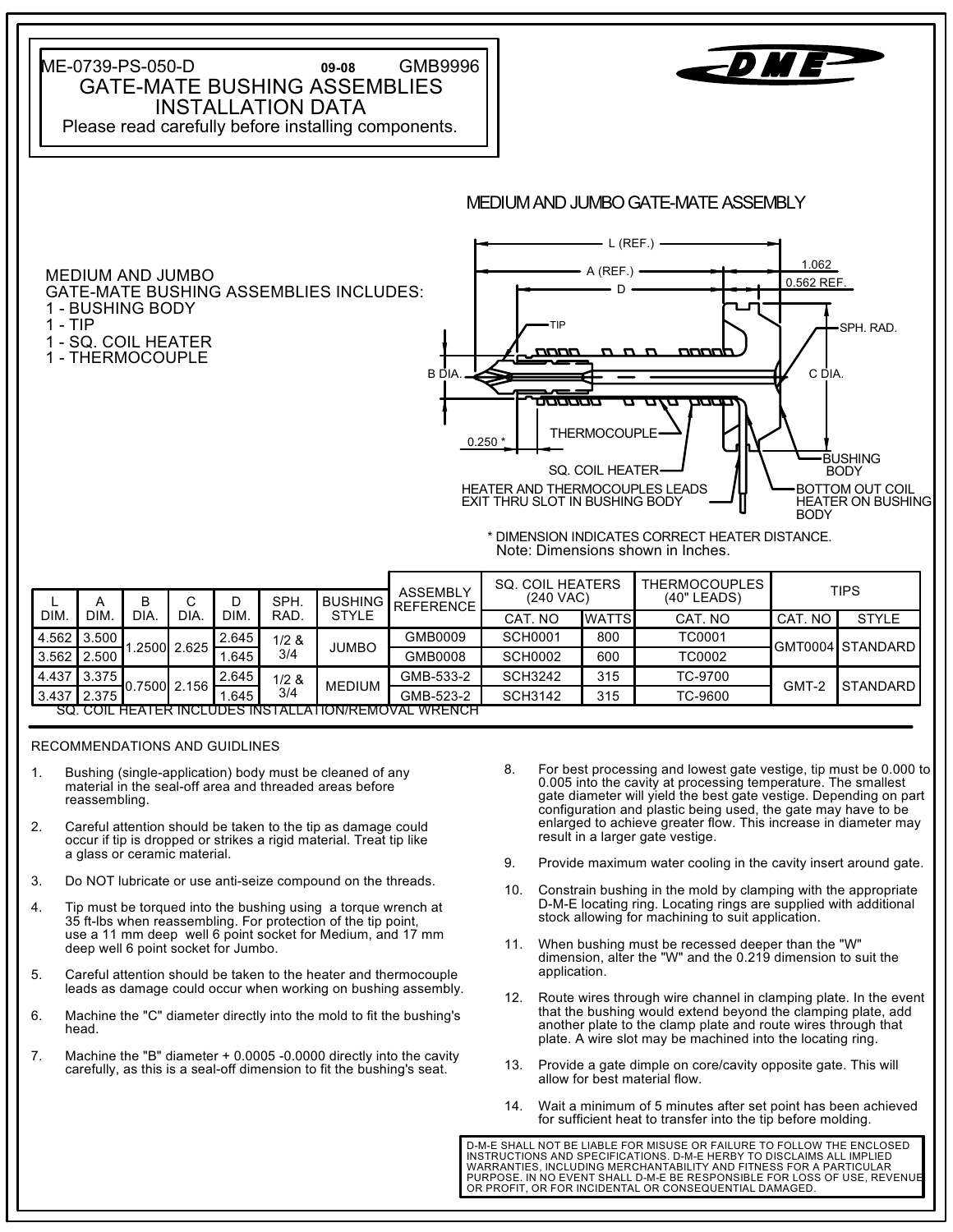ME-0739-PS-050-D **09-08** GMB9996

# GATE-MATE BUSHING ASSEMBLIES INSTALLATION DATA

Please read carefully before installing components.

## MEDIUM AND JUMBO GATE-MATE ASSEMBLY

MEDIUM AND JUMBO
GATE-MATE BUSHING ASSEMBLIES INCLUDES:
1 - BUSHING BODY
1 - TIP
1 - SQ. COIL HEATER
1 - THERMOCOUPLE

L (REF.)
A (REF.)
D
1.062
0.562 REF.
TIP
SPH. RAD.
B DIA.
C DIA.
THERMOCOUPLE
0.250 *
BUSHING BODY
SQ. COIL HEATER
HEATER AND THERMOCOUPLES LEADS EXIT THRU SLOT IN BUSHING BODY
BOTTOM OUT COIL HEATER ON BUSHING BODY

\* DIMENSION INDICATES CORRECT HEATER DISTANCE.
Note: Dimensions shown in Inches.

| L DIM. | A DIM. | B DIA. | C DIA. | D DIM. | SPH. RAD. | BUSHING STYLE | ASSEMBLY REFERENCE | SQ. COIL HEATERS (240 VAC) | | THERMOCOUPLES (40" LEADS) | TIPS | |
|---|---|---|---|---|---|---|---|---|---|---|---|---|
| | | | | | | | | CAT. NO | WATTS | CAT. NO | CAT. NO | STYLE |
| 4.562 | 3.500 | 1.2500 | 2.625 | 2.645 | 1/2 & 3/4 | JUMBO | GMB0009 | SCH0001 | 800 | TC0001 | GMT0004 | STANDARD |
| 3.562 | 2.500 | | | 1.645 | | | GMB0008 | SCH0002 | 600 | TC0002 | | |
| 4.437 | 3.375 | 0.7500 | 2.156 | 2.645 | 1/2 & 3/4 | MEDIUM | GMB-533-2 | SCH3242 | 315 | TC-9700 | GMT-2 | STANDARD |
| 3.437 | 2.375 | | | 1.645 | | | GMB-523-2 | SCH3142 | 315 | TC-9600 | | |

SQ. COIL HEATER INCLUDES INSTALLATION/REMOVAL WRENCH

## RECOMMENDATIONS AND GUIDLINES

1. Bushing (single-application) body must be cleaned of any material in the seal-off area and threaded areas before reassembling.

2. Careful attention should be taken to the tip as damage could occur if tip is dropped or strikes a rigid material. Treat tip like a glass or ceramic material.

3. Do NOT lubricate or use anti-seize compound on the threads.

4. Tip must be torqued into the bushing using a torque wrench at 35 ft-lbs when reassembling. For protection of the tip point, use a 11 mm deep well 6 point socket for Medium, and 17 mm deep well 6 point socket for Jumbo.

5. Careful attention should be taken to the heater and thermocouple leads as damage could occur when working on bushing assembly.

6. Machine the "C" diameter directly into the mold to fit the bushing's head.

7. Machine the "B" diameter + 0.0005 -0.0000 directly into the cavity carefully, as this is a seal-off dimension to fit the bushing's seat.

8. For best processing and lowest gate vestige, tip must be 0.000 to 0.005 into the cavity at processing temperature. The smallest gate diameter will yield the best gate vestige. Depending on part configuration and plastic being used, the gate may have to be enlarged to achieve greater flow. This increase in diameter may result in a larger gate vestige.

9. Provide maximum water cooling in the cavity insert around gate.

10. Constrain bushing in the mold by clamping with the appropriate D-M-E locating ring. Locating rings are supplied with additional stock allowing for machining to suit application.

11. When bushing must be recessed deeper than the "W" dimension, alter the "W" and the 0.219 dimension to suit the application.

12. Route wires through wire channel in clamping plate. In the event that the bushing would extend beyond the clamping plate, add another plate to the clamp plate and route wires through that plate. A wire slot may be machined into the locating ring.

13. Provide a gate dimple on core/cavity opposite gate. This will allow for best material flow.

14. Wait a minimum of 5 minutes after set point has been achieved for sufficient heat to transfer into the tip before molding.

D-M-E SHALL NOT BE LIABLE FOR MISUSE OR FAILURE TO FOLLOW THE ENCLOSED INSTRUCTIONS AND SPECIFICATIONS. D-M-E HERBY TO DISCLAIMS ALL IMPLIED WARRANTIES, INCLUDING MERCHANTABILITY AND FITNESS FOR A PARTICULAR PURPOSE. IN NO EVENT SHALL D-M-E BE RESPONSIBLE FOR LOSS OF USE, REVENUE OR PROFIT, OR FOR INCIDENTAL OR CONSEQUENTIAL DAMAGED.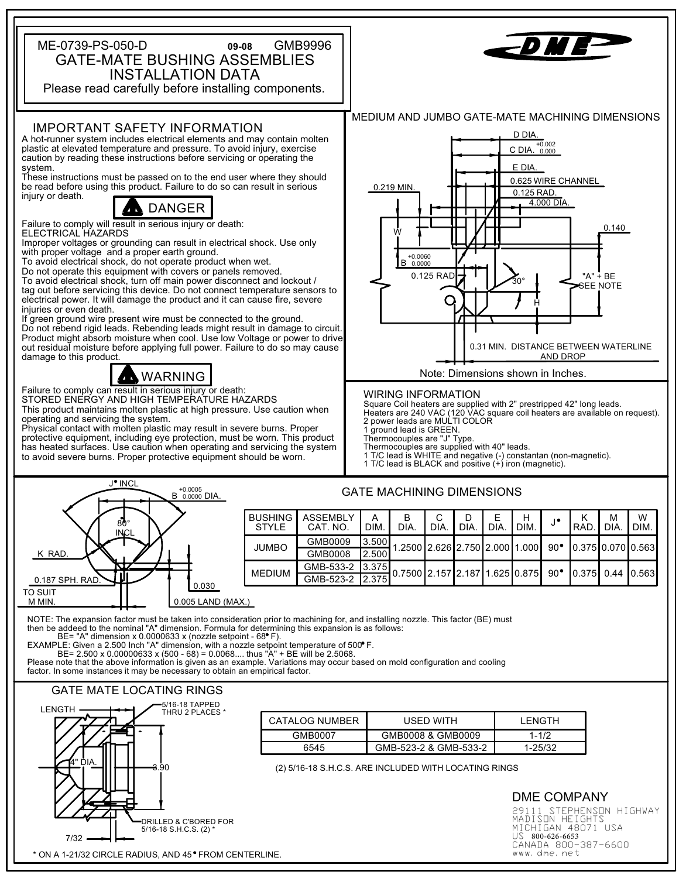ME-0739-PS-050-D **09-08** GMB9996

# GATE-MATE BUSHING ASSEMBLIES INSTALLATION DATA

Please read carefully before installing components.

## IMPORTANT SAFETY INFORMATION

A hot-runner system includes electrical elements and may contain molten plastic at elevated temperature and pressure. To avoid injury, exercise caution by reading these instructions before servicing or operating the system.
These instructions must be passed on to the end user where they should be read before using this product. Failure to do so can result in serious injury or death.

### DANGER

Failure to comply will result in serious injury or death:
ELECTRICAL HAZARDS
Improper voltages or grounding can result in electrical shock. Use only with proper voltage and a proper earth ground.
To avoid electrical shock, do not operate product when wet.
Do not operate this equipment with covers or panels removed.
To avoid electrical shock, turn off main power disconnect and lockout / tag out before servicing this device. Do not connect temperature sensors to electrical power. It will damage the product and it can cause fire, severe injuries or even death.
If green ground wire present wire must be connected to the ground.
Do not rebend rigid leads. Rebending leads might result in damage to circuit.
Product might absorb moisture when cool. Use low Voltage or power to drive out residual moisture before applying full power. Failure to do so may cause damage to this product.

### WARNING

Failure to comply can result in serious injury or death:
STORED ENERGY AND HIGH TEMPERATURE HAZARDS
This product maintains molten plastic at high pressure. Use caution when operating and servicing the system.
Physical contact with molten plastic may result in severe burns. Proper protective equipment, including eye protection, must be worn. This product has heated surfaces. Use caution when operating and servicing the system to avoid severe burns. Proper protective equipment should be worn.

## MEDIUM AND JUMBO GATE-MATE MACHINING DIMENSIONS

D DIA.
C DIA. $^{+0.002}_{\ 0.000}$
E DIA.
0.625 WIRE CHANNEL
0.125 RAD.
4.000 DIA.
0.219 MIN.
0.140
W
B $^{+0.0060}_{\ 0.0000}$
0.125 RAD
30°
"A" + BE SEE NOTE
H
0.31 MIN. DISTANCE BETWEEN WATERLINE AND DROP

Note: Dimensions shown in Inches.

## WIRING INFORMATION

Square Coil heaters are supplied with 2" prestripped 42" long leads.
Heaters are 240 VAC (120 VAC square coil heaters are available on request).
2 power leads are MULTI COLOR
1 ground lead is GREEN.
Thermocouples are "J" Type.
Thermocouples are supplied with 40" leads.
1 T/C lead is WHITE and negative (-) constantan (non-magnetic).
1 T/C lead is BLACK and positive (+) iron (magnetic).

## GATE MACHINING DIMENSIONS

J° INCL
B $^{+0.0005}_{\ 0.0000}$ DIA.
80° INCL
K RAD.
0.187 SPH. RAD.
TO SUIT M MIN.
0.030
0.005 LAND (MAX.)

| BUSHING STYLE | ASSEMBLY CAT. NO. | A DIM. | B DIA. | C DIA. | D DIA. | E DIA. | H DIM. | J° | K RAD. | M DIA. | W DIM. |
|---|---|---|---|---|---|---|---|---|---|---|---|
| JUMBO | GMB0009 | 3.500 | 1.2500 | 2.626 | 2.750 | 2.000 | 1.000 | 90° | 0.375 | 0.070 | 0.563 |
| | GMB0008 | 2.500 | | | | | | | | | |
| MEDIUM | GMB-533-2 | 3.375 | 0.7500 | 2.157 | 2.187 | 1.625 | 0.875 | 90° | 0.375 | 0.44 | 0.563 |
| | GMB-523-2 | 2.375 | | | | | | | | | |

NOTE: The expansion factor must be taken into consideration prior to machining for, and installing nozzle. This factor (BE) must then be addeed to the nominal "A" dimension. Formula for determining this expansion is as follows:
BE= "A" dimension x 0.0000633 x (nozzle setpoint - 68° F).
EXAMPLE: Given a 2.500 Inch "A" dimension, with a nozzle setpoint temperature of 500° F.
BE= 2.500 x 0.00000633 x (500 - 68) = 0.0068.... thus "A" + BE will be 2.5068.
Please note that the above information is given as an example. Variations may occur based on mold configuration and cooling factor. In some instances it may be necessary to obtain an empirical factor.

## GATE MATE LOCATING RINGS

LENGTH
5/16-18 TAPPED THRU 2 PLACES *
4" DIA.
3.90
DRILLED & C'BORED FOR 5/16-18 S.H.C.S. (2) *
7/32

| CATALOG NUMBER | USED WITH | LENGTH |
|---|---|---|
| GMB0007 | GMB0008 & GMB0009 | 1-1/2 |
| 6545 | GMB-523-2 & GMB-533-2 | 1-25/32 |

(2) 5/16-18 S.H.C.S. ARE INCLUDED WITH LOCATING RINGS

\* ON A 1-21/32 CIRCLE RADIUS, AND 45° FROM CENTERLINE.

DME COMPANY
29111 STEPHENSON HIGHWAY
MADISON HEIGHTS
MICHIGAN 48071 USA
US 800-626-6653
CANADA 800-387-6600
www. dme. net